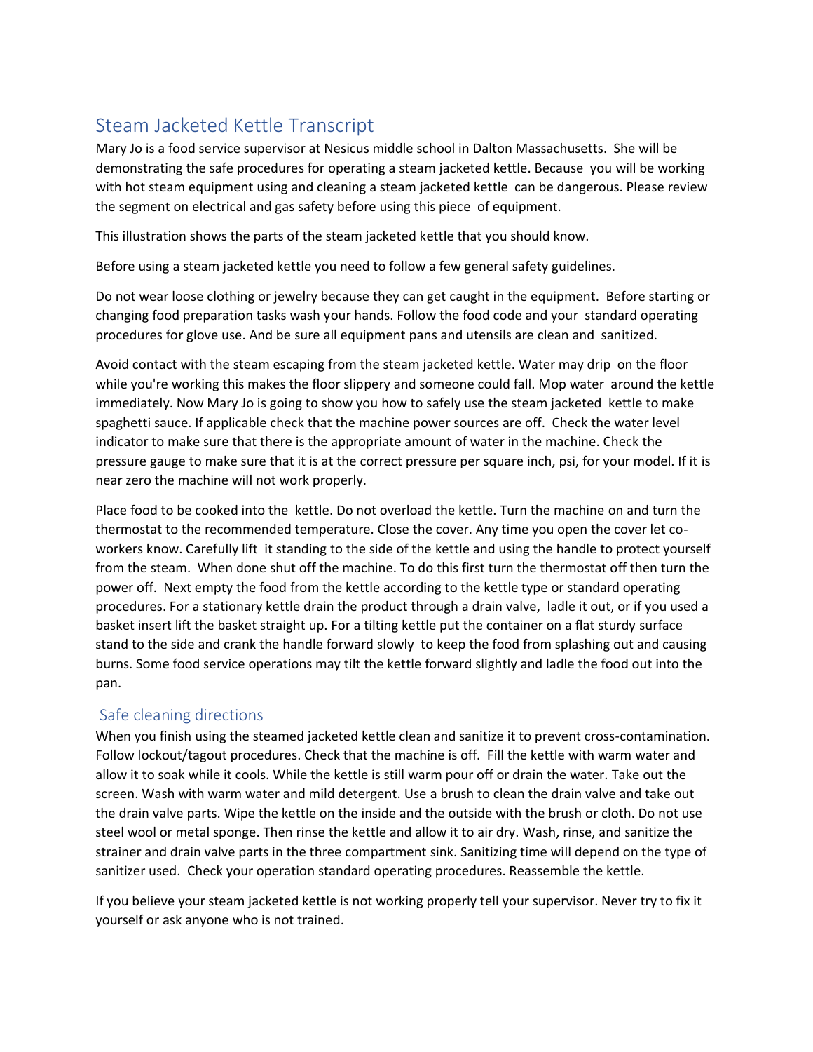# Steam Jacketed Kettle Transcript

Mary Jo is a food service supervisor at Nesicus middle school in Dalton Massachusetts. She will be demonstrating the safe procedures for operating a steam jacketed kettle. Because you will be working with hot steam equipment using and cleaning a steam jacketed kettle can be dangerous. Please review the segment on electrical and gas safety before using this piece of equipment.

This illustration shows the parts of the steam jacketed kettle that you should know.

Before using a steam jacketed kettle you need to follow a few general safety guidelines.

Do not wear loose clothing or jewelry because they can get caught in the equipment. Before starting or changing food preparation tasks wash your hands. Follow the food code and your standard operating procedures for glove use. And be sure all equipment pans and utensils are clean and sanitized.

Avoid contact with the steam escaping from the steam jacketed kettle. Water may drip on the floor while you're working this makes the floor slippery and someone could fall. Mop water around the kettle immediately. Now Mary Jo is going to show you how to safely use the steam jacketed kettle to make spaghetti sauce. If applicable check that the machine power sources are off. Check the water level indicator to make sure that there is the appropriate amount of water in the machine. Check the pressure gauge to make sure that it is at the correct pressure per square inch, psi, for your model. If it is near zero the machine will not work properly.

Place food to be cooked into the kettle. Do not overload the kettle. Turn the machine on and turn the thermostat to the recommended temperature. Close the cover. Any time you open the cover let co-workers know. Carefully lift it standing to the side of the kettle and using the handle to protect yourself from the steam. When done shut off the machine. To do this first turn the thermostat off then turn the power off. Next empty the food from the kettle according to the kettle type or standard operating procedures. For a stationary kettle drain the product through a drain valve, ladle it out, or if you used a basket insert lift the basket straight up. For a tilting kettle put the container on a flat sturdy surface stand to the side and crank the handle forward slowly to keep the food from splashing out and causing burns. Some food service operations may tilt the kettle forward slightly and ladle the food out into the pan.

## Safe cleaning directions

When you finish using the steamed jacketed kettle clean and sanitize it to prevent cross-contamination. Follow lockout/tagout procedures. Check that the machine is off. Fill the kettle with warm water and allow it to soak while it cools. While the kettle is still warm pour off or drain the water. Take out the screen. Wash with warm water and mild detergent. Use a brush to clean the drain valve and take out the drain valve parts. Wipe the kettle on the inside and the outside with the brush or cloth. Do not use steel wool or metal sponge. Then rinse the kettle and allow it to air dry. Wash, rinse, and sanitize the strainer and drain valve parts in the three compartment sink. Sanitizing time will depend on the type of sanitizer used. Check your operation standard operating procedures. Reassemble the kettle.

If you believe your steam jacketed kettle is not working properly tell your supervisor. Never try to fix it yourself or ask anyone who is not trained.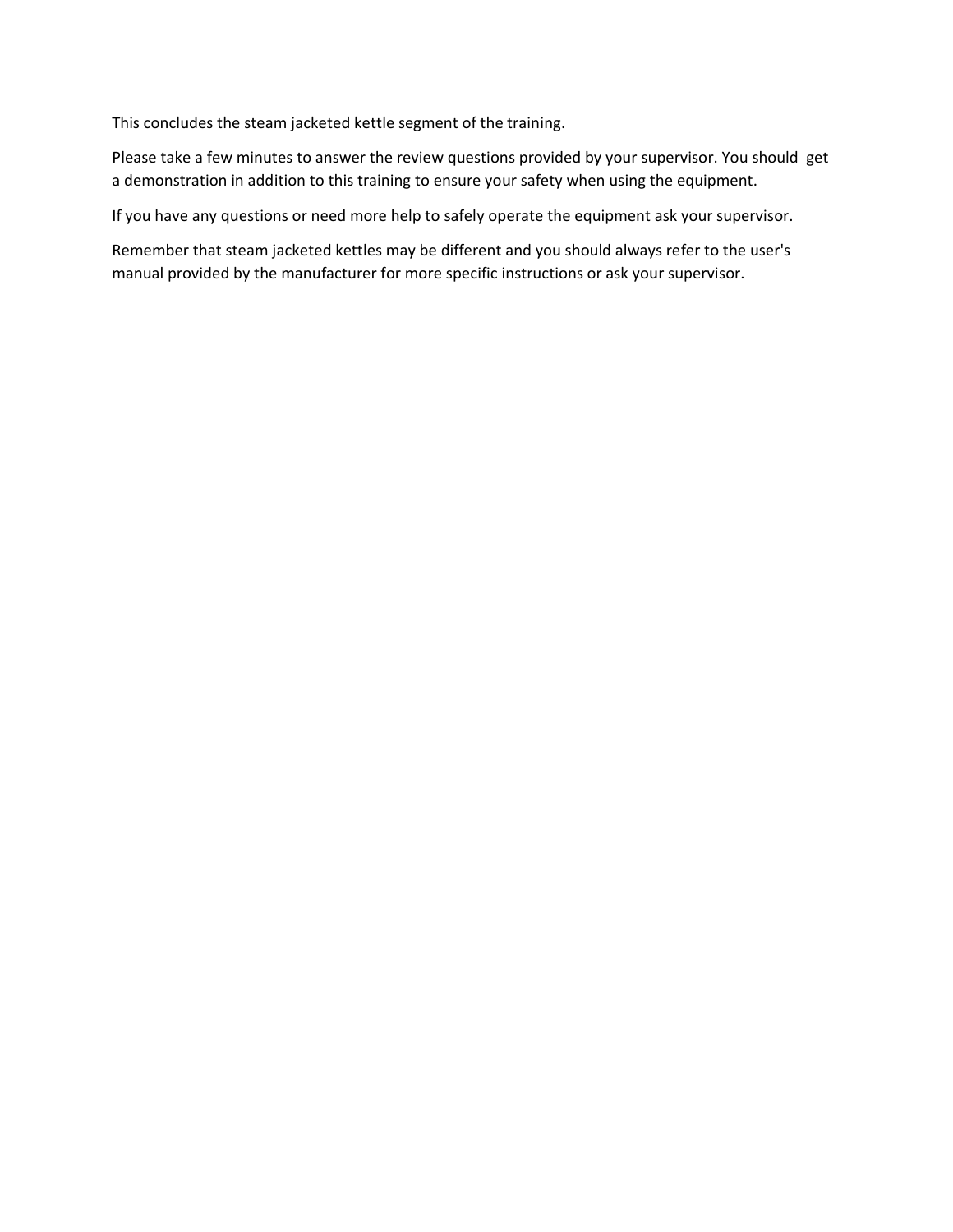This concludes the steam jacketed kettle segment of the training.

Please take a few minutes to answer the review questions provided by your supervisor. You should get a demonstration in addition to this training to ensure your safety when using the equipment.

If you have any questions or need more help to safely operate the equipment ask your supervisor.

Remember that steam jacketed kettles may be different and you should always refer to the user's manual provided by the manufacturer for more specific instructions or ask your supervisor.